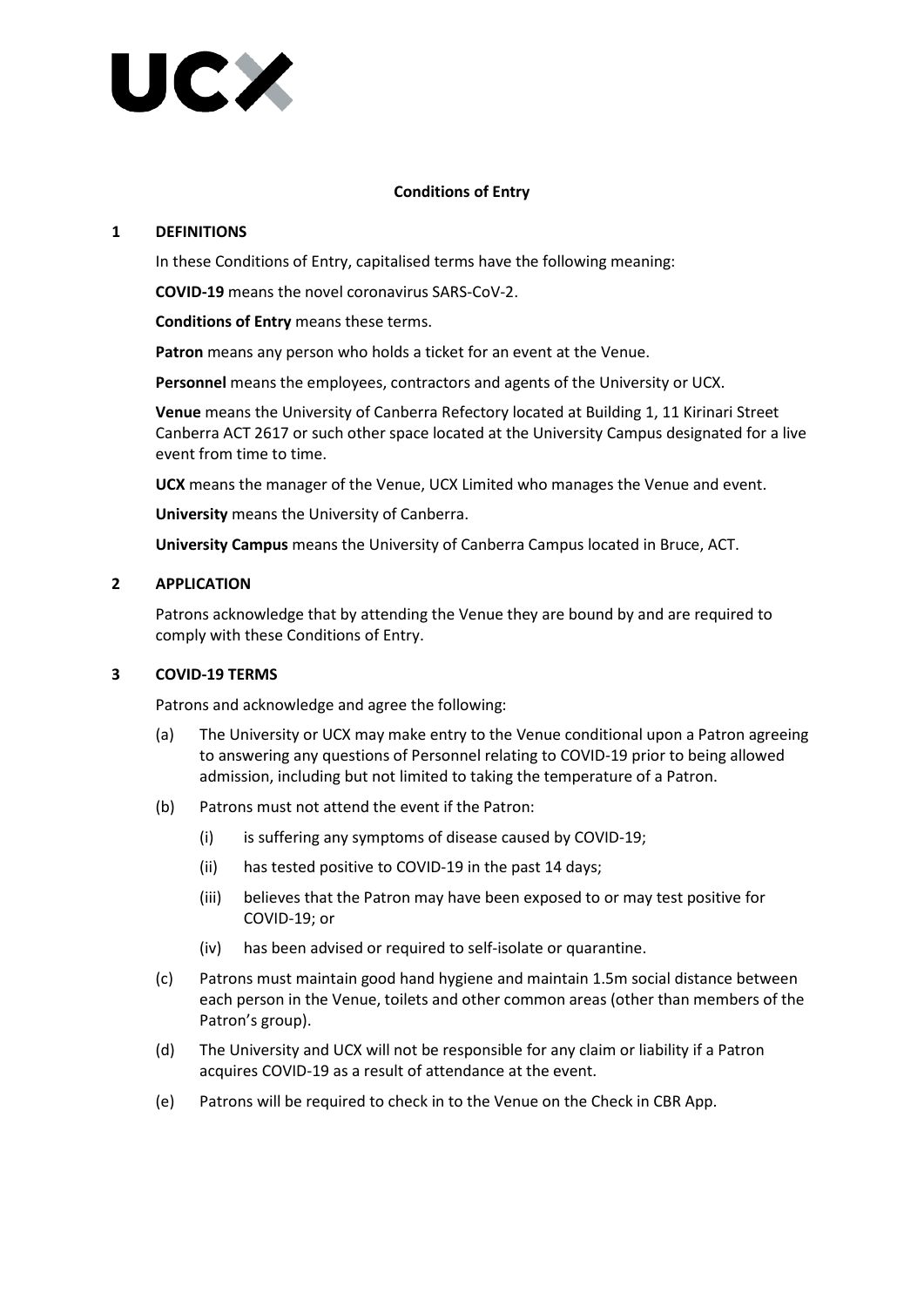UCX

# Conditions of Entry

## 1 DEFINITIONS

In these Conditions of Entry, capitalised terms have the following meaning:

**COVID-19** means the novel coronavirus SARS-CoV-2.

**Conditions of Entry** means these terms.

**Patron** means any person who holds a ticket for an event at the Venue.

**Personnel** means the employees, contractors and agents of the University or UCX.

**Venue** means the University of Canberra Refectory located at Building 1, 11 Kirinari Street Canberra ACT 2617 or such other space located at the University Campus designated for a live event from time to time.

**UCX** means the manager of the Venue, UCX Limited who manages the Venue and event.

**University** means the University of Canberra.

**University Campus** means the University of Canberra Campus located in Bruce, ACT.

## 2 APPLICATION

Patrons acknowledge that by attending the Venue they are bound by and are required to comply with these Conditions of Entry.

## 3 COVID-19 TERMS

Patrons and acknowledge and agree the following:

(a) The University or UCX may make entry to the Venue conditional upon a Patron agreeing to answering any questions of Personnel relating to COVID-19 prior to being allowed admission, including but not limited to taking the temperature of a Patron.

(b) Patrons must not attend the event if the Patron:

  (i) is suffering any symptoms of disease caused by COVID-19;

  (ii) has tested positive to COVID-19 in the past 14 days;

  (iii) believes that the Patron may have been exposed to or may test positive for COVID-19; or

  (iv) has been advised or required to self-isolate or quarantine.

(c) Patrons must maintain good hand hygiene and maintain 1.5m social distance between each person in the Venue, toilets and other common areas (other than members of the Patron's group).

(d) The University and UCX will not be responsible for any claim or liability if a Patron acquires COVID-19 as a result of attendance at the event.

(e) Patrons will be required to check in to the Venue on the Check in CBR App.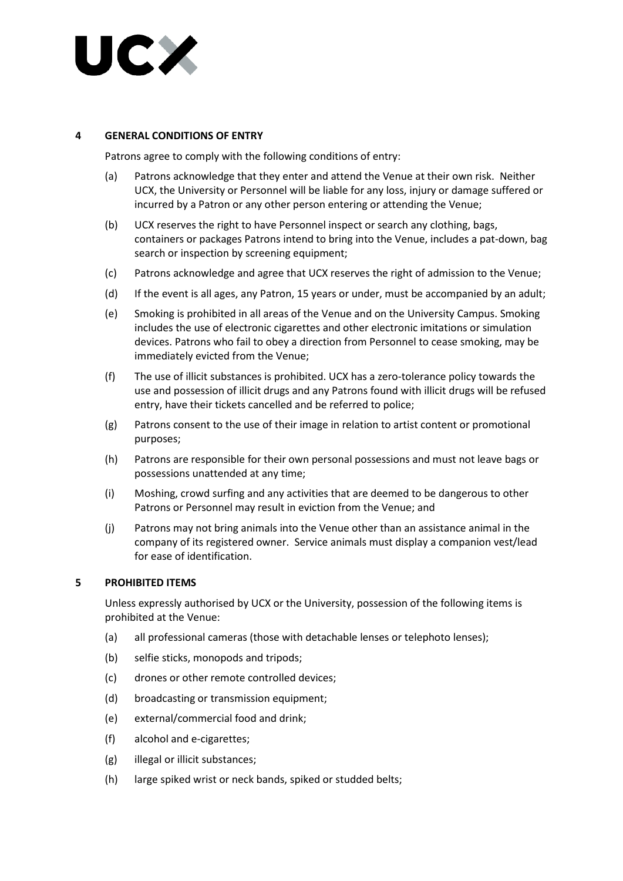## 4 GENERAL CONDITIONS OF ENTRY

Patrons agree to comply with the following conditions of entry:

(a) Patrons acknowledge that they enter and attend the Venue at their own risk. Neither UCX, the University or Personnel will be liable for any loss, injury or damage suffered or incurred by a Patron or any other person entering or attending the Venue;

(b) UCX reserves the right to have Personnel inspect or search any clothing, bags, containers or packages Patrons intend to bring into the Venue, includes a pat-down, bag search or inspection by screening equipment;

(c) Patrons acknowledge and agree that UCX reserves the right of admission to the Venue;

(d) If the event is all ages, any Patron, 15 years or under, must be accompanied by an adult;

(e) Smoking is prohibited in all areas of the Venue and on the University Campus. Smoking includes the use of electronic cigarettes and other electronic imitations or simulation devices. Patrons who fail to obey a direction from Personnel to cease smoking, may be immediately evicted from the Venue;

(f) The use of illicit substances is prohibited. UCX has a zero-tolerance policy towards the use and possession of illicit drugs and any Patrons found with illicit drugs will be refused entry, have their tickets cancelled and be referred to police;

(g) Patrons consent to the use of their image in relation to artist content or promotional purposes;

(h) Patrons are responsible for their own personal possessions and must not leave bags or possessions unattended at any time;

(i) Moshing, crowd surfing and any activities that are deemed to be dangerous to other Patrons or Personnel may result in eviction from the Venue; and

(j) Patrons may not bring animals into the Venue other than an assistance animal in the company of its registered owner. Service animals must display a companion vest/lead for ease of identification.

## 5 PROHIBITED ITEMS

Unless expressly authorised by UCX or the University, possession of the following items is prohibited at the Venue:

(a) all professional cameras (those with detachable lenses or telephoto lenses);

(b) selfie sticks, monopods and tripods;

(c) drones or other remote controlled devices;

(d) broadcasting or transmission equipment;

(e) external/commercial food and drink;

(f) alcohol and e-cigarettes;

(g) illegal or illicit substances;

(h) large spiked wrist or neck bands, spiked or studded belts;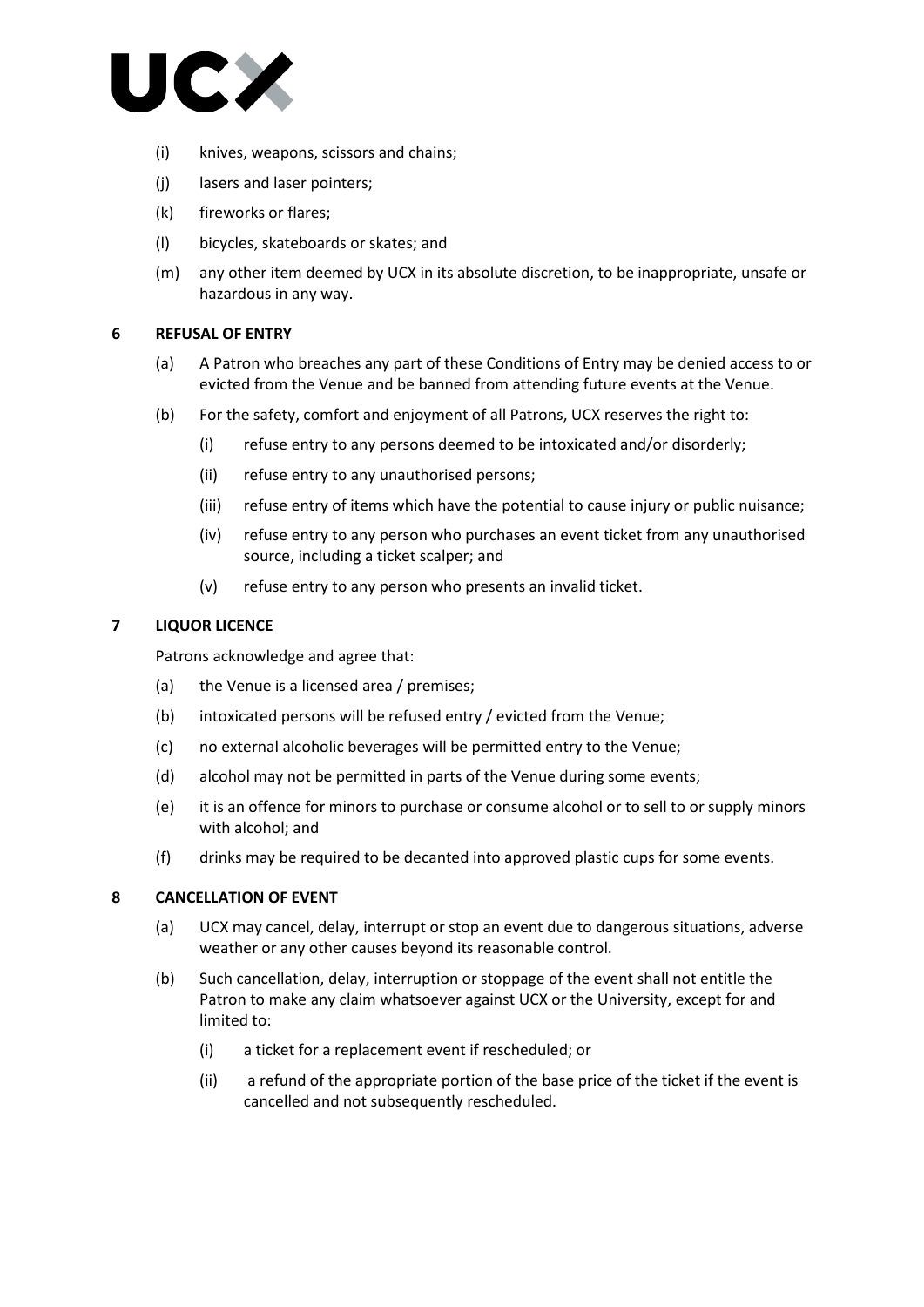(i) knives, weapons, scissors and chains;

(j) lasers and laser pointers;

(k) fireworks or flares;

(l) bicycles, skateboards or skates; and

(m) any other item deemed by UCX in its absolute discretion, to be inappropriate, unsafe or hazardous in any way.

## 6 REFUSAL OF ENTRY

(a) A Patron who breaches any part of these Conditions of Entry may be denied access to or evicted from the Venue and be banned from attending future events at the Venue.

(b) For the safety, comfort and enjoyment of all Patrons, UCX reserves the right to:

- (i) refuse entry to any persons deemed to be intoxicated and/or disorderly;
- (ii) refuse entry to any unauthorised persons;
- (iii) refuse entry of items which have the potential to cause injury or public nuisance;
- (iv) refuse entry to any person who purchases an event ticket from any unauthorised source, including a ticket scalper; and
- (v) refuse entry to any person who presents an invalid ticket.

## 7 LIQUOR LICENCE

Patrons acknowledge and agree that:

(a) the Venue is a licensed area / premises;

(b) intoxicated persons will be refused entry / evicted from the Venue;

(c) no external alcoholic beverages will be permitted entry to the Venue;

(d) alcohol may not be permitted in parts of the Venue during some events;

(e) it is an offence for minors to purchase or consume alcohol or to sell to or supply minors with alcohol; and

(f) drinks may be required to be decanted into approved plastic cups for some events.

## 8 CANCELLATION OF EVENT

(a) UCX may cancel, delay, interrupt or stop an event due to dangerous situations, adverse weather or any other causes beyond its reasonable control.

(b) Such cancellation, delay, interruption or stoppage of the event shall not entitle the Patron to make any claim whatsoever against UCX or the University, except for and limited to:

- (i) a ticket for a replacement event if rescheduled; or
- (ii) a refund of the appropriate portion of the base price of the ticket if the event is cancelled and not subsequently rescheduled.